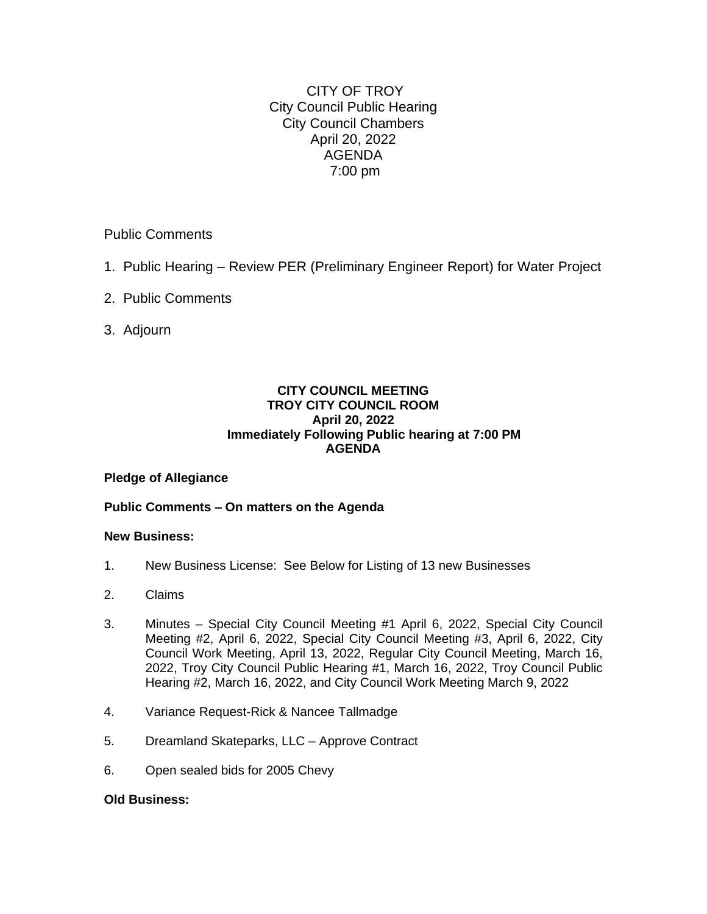# CITY OF TROY

City Council Public Hearing
City Council Chambers
April 20, 2022
AGENDA
7:00 pm

Public Comments

1. Public Hearing – Review PER (Preliminary Engineer Report) for Water Project
2. Public Comments
3. Adjourn

## CITY COUNCIL MEETING

**TROY CITY COUNCIL ROOM**
**April 20, 2022**
**Immediately Following Public hearing at 7:00 PM**
**AGENDA**

**Pledge of Allegiance**

**Public Comments – On matters on the Agenda**

**New Business:**

1. New Business License: See Below for Listing of 13 new Businesses
2. Claims
3. Minutes – Special City Council Meeting #1 April 6, 2022, Special City Council Meeting #2, April 6, 2022, Special City Council Meeting #3, April 6, 2022, City Council Work Meeting, April 13, 2022, Regular City Council Meeting, March 16, 2022, Troy City Council Public Hearing #1, March 16, 2022, Troy Council Public Hearing #2, March 16, 2022, and City Council Work Meeting March 9, 2022
4. Variance Request-Rick & Nancee Tallmadge
5. Dreamland Skateparks, LLC – Approve Contract
6. Open sealed bids for 2005 Chevy

**Old Business:**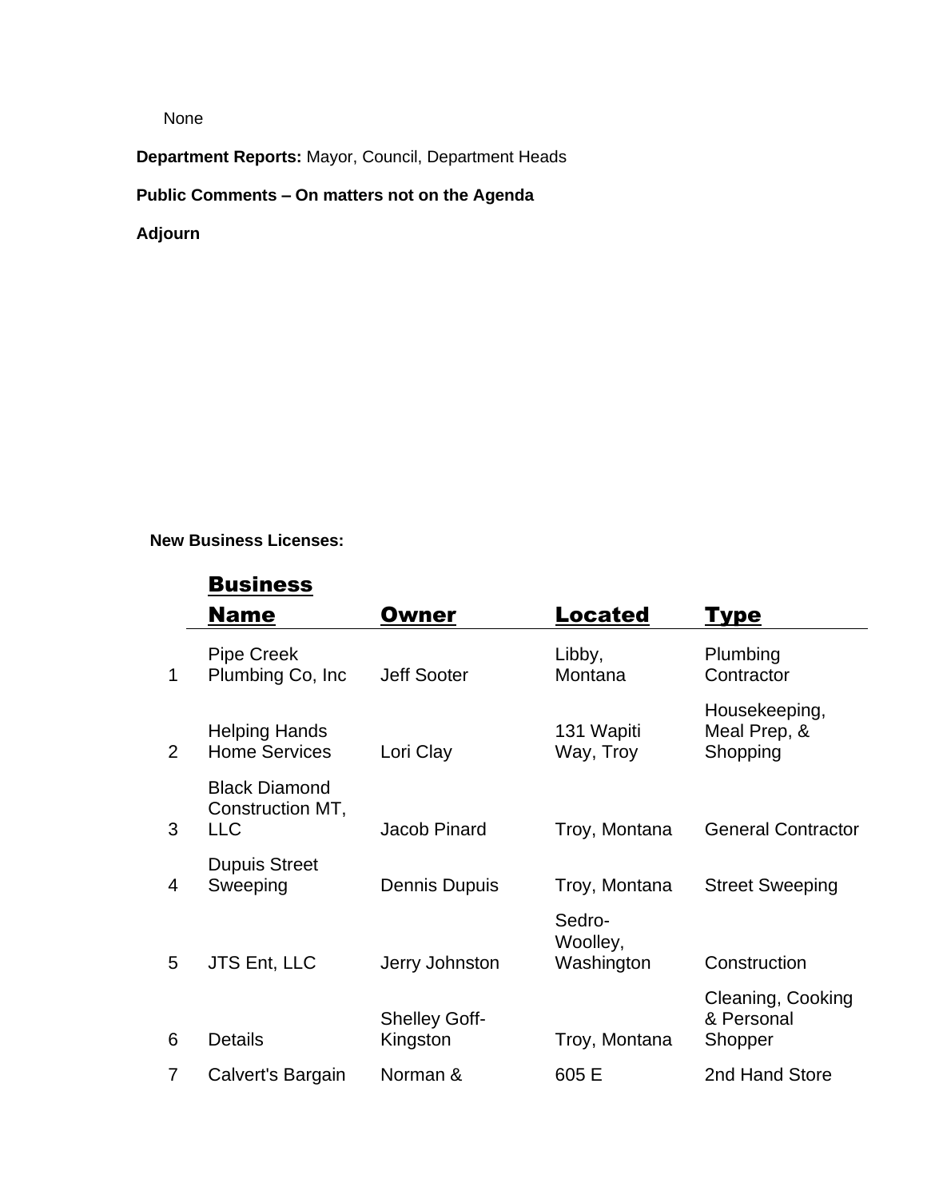None

**Department Reports:** Mayor, Council, Department Heads

**Public Comments – On matters not on the Agenda**

**Adjourn**

**New Business Licenses:**

| | **Business Name** | **Owner** | **Located** | **Type** |
|---|---|---|---|---|
| 1 | Pipe Creek Plumbing Co, Inc | Jeff Sooter | Libby, Montana | Plumbing Contractor |
| 2 | Helping Hands Home Services | Lori Clay | 131 Wapiti Way, Troy | Housekeeping, Meal Prep, & Shopping |
| 3 | Black Diamond Construction MT, LLC | Jacob Pinard | Troy, Montana | General Contractor |
| 4 | Dupuis Street Sweeping | Dennis Dupuis | Troy, Montana | Street Sweeping |
| 5 | JTS Ent, LLC | Jerry Johnston | Sedro-Woolley, Washington | Construction |
| 6 | Details | Shelley Goff-Kingston | Troy, Montana | Cleaning, Cooking & Personal Shopper |
| 7 | Calvert's Bargain | Norman & | 605 E | 2nd Hand Store |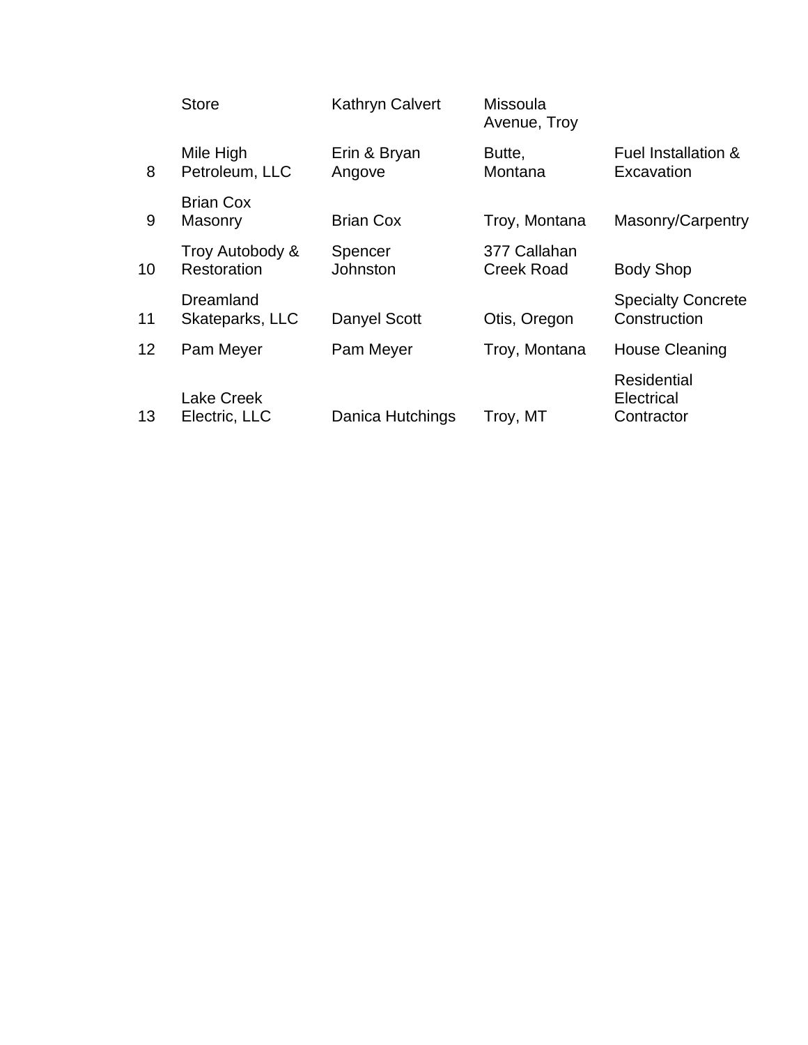| | | | | |
|---|---|---|---|---|
| | Store | Kathryn Calvert | Missoula Avenue, Troy | |
| 8 | Mile High Petroleum, LLC | Erin & Bryan Angove | Butte, Montana | Fuel Installation & Excavation |
| 9 | Brian Cox Masonry | Brian Cox | Troy, Montana | Masonry/Carpentry |
| 10 | Troy Autobody & Restoration | Spencer Johnston | 377 Callahan Creek Road | Body Shop |
| 11 | Dreamland Skateparks, LLC | Danyel Scott | Otis, Oregon | Specialty Concrete Construction |
| 12 | Pam Meyer | Pam Meyer | Troy, Montana | House Cleaning |
| 13 | Lake Creek Electric, LLC | Danica Hutchings | Troy, MT | Residential Electrical Contractor |